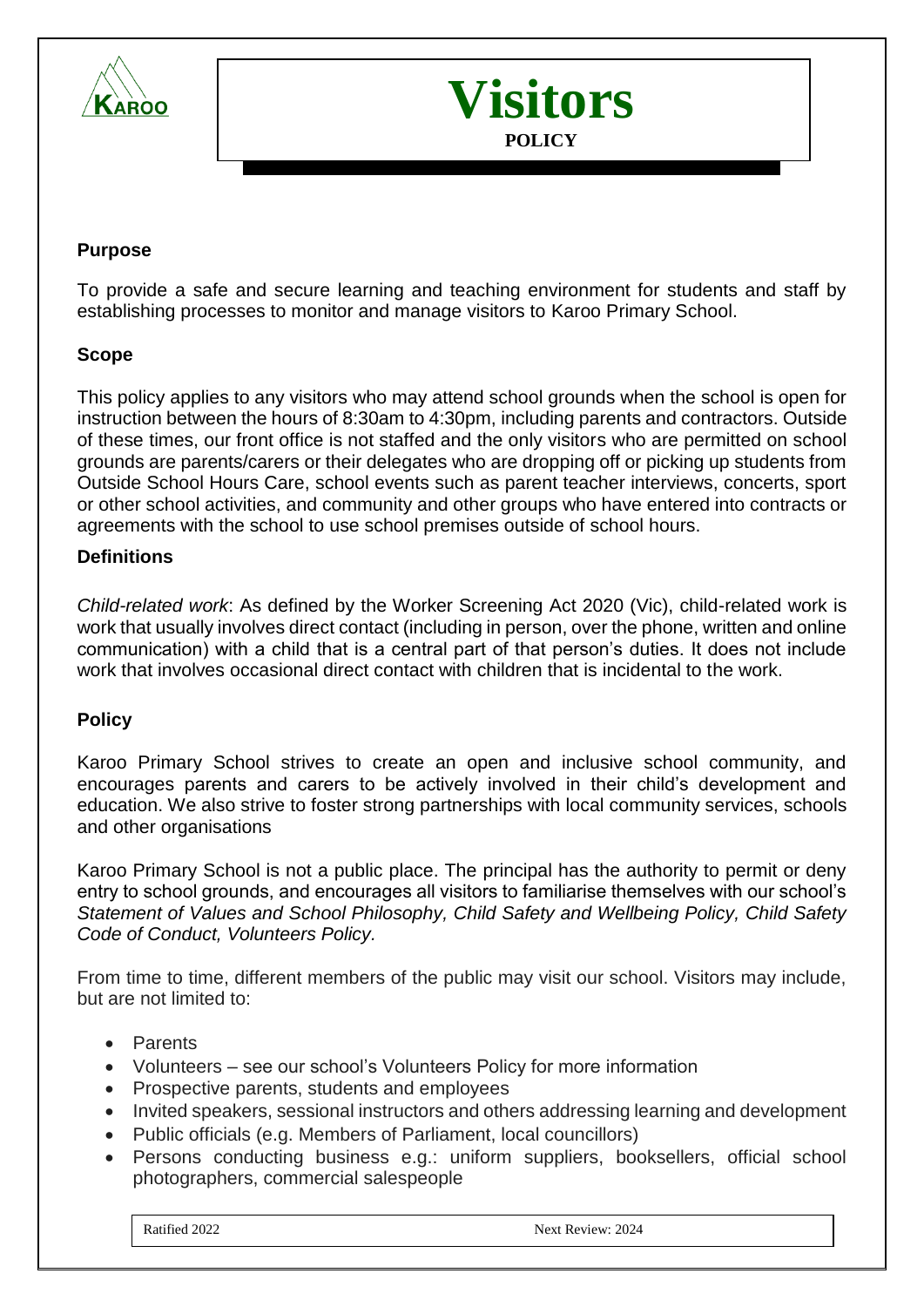# Visitors

**POLICY**

## Purpose

To provide a safe and secure learning and teaching environment for students and staff by establishing processes to monitor and manage visitors to Karoo Primary School.

## Scope

This policy applies to any visitors who may attend school grounds when the school is open for instruction between the hours of 8:30am to 4:30pm, including parents and contractors. Outside of these times, our front office is not staffed and the only visitors who are permitted on school grounds are parents/carers or their delegates who are dropping off or picking up students from Outside School Hours Care, school events such as parent teacher interviews, concerts, sport or other school activities, and community and other groups who have entered into contracts or agreements with the school to use school premises outside of school hours.

## Definitions

*Child-related work*: As defined by the Worker Screening Act 2020 (Vic), child-related work is work that usually involves direct contact (including in person, over the phone, written and online communication) with a child that is a central part of that person's duties. It does not include work that involves occasional direct contact with children that is incidental to the work.

## Policy

Karoo Primary School strives to create an open and inclusive school community, and encourages parents and carers to be actively involved in their child's development and education. We also strive to foster strong partnerships with local community services, schools and other organisations

Karoo Primary School is not a public place. The principal has the authority to permit or deny entry to school grounds, and encourages all visitors to familiarise themselves with our school's *Statement of Values and School Philosophy, Child Safety and Wellbeing Policy, Child Safety Code of Conduct, Volunteers Policy.*

From time to time, different members of the public may visit our school. Visitors may include, but are not limited to:

- Parents
- Volunteers – see our school's Volunteers Policy for more information
- Prospective parents, students and employees
- Invited speakers, sessional instructors and others addressing learning and development
- Public officials (e.g. Members of Parliament, local councillors)
- Persons conducting business e.g.: uniform suppliers, booksellers, official school photographers, commercial salespeople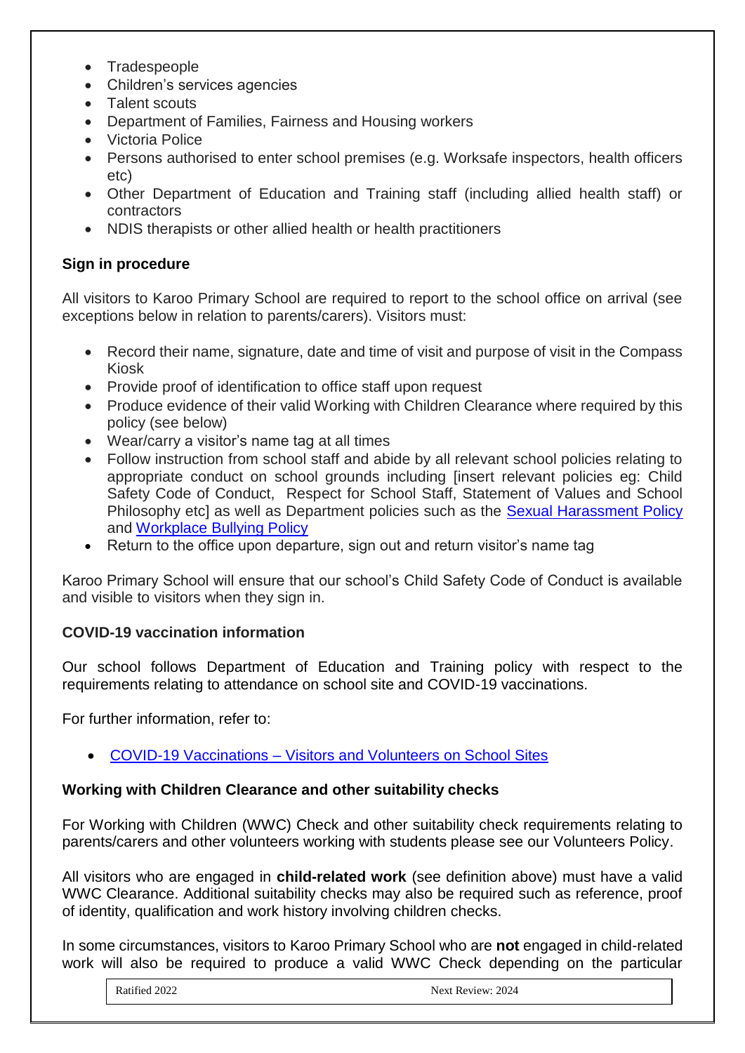- Tradespeople
- Children's services agencies
- Talent scouts
- Department of Families, Fairness and Housing workers
- Victoria Police
- Persons authorised to enter school premises (e.g. Worksafe inspectors, health officers etc)
- Other Department of Education and Training staff (including allied health staff) or contractors
- NDIS therapists or other allied health or health practitioners

### Sign in procedure

All visitors to Karoo Primary School are required to report to the school office on arrival (see exceptions below in relation to parents/carers). Visitors must:

- Record their name, signature, date and time of visit and purpose of visit in the Compass Kiosk
- Provide proof of identification to office staff upon request
- Produce evidence of their valid Working with Children Clearance where required by this policy (see below)
- Wear/carry a visitor's name tag at all times
- Follow instruction from school staff and abide by all relevant school policies relating to appropriate conduct on school grounds including [insert relevant policies eg: Child Safety Code of Conduct, Respect for School Staff, Statement of Values and School Philosophy etc] as well as Department policies such as the [Sexual Harassment Policy]() and [Workplace Bullying Policy]()
- Return to the office upon departure, sign out and return visitor's name tag

Karoo Primary School will ensure that our school's Child Safety Code of Conduct is available and visible to visitors when they sign in.

### COVID-19 vaccination information

Our school follows Department of Education and Training policy with respect to the requirements relating to attendance on school site and COVID-19 vaccinations.

For further information, refer to:

- [COVID-19 Vaccinations – Visitors and Volunteers on School Sites]()

### Working with Children Clearance and other suitability checks

For Working with Children (WWC) Check and other suitability check requirements relating to parents/carers and other volunteers working with students please see our Volunteers Policy.

All visitors who are engaged in **child-related work** (see definition above) must have a valid WWC Clearance. Additional suitability checks may also be required such as reference, proof of identity, qualification and work history involving children checks.

In some circumstances, visitors to Karoo Primary School who are **not** engaged in child-related work will also be required to produce a valid WWC Check depending on the particular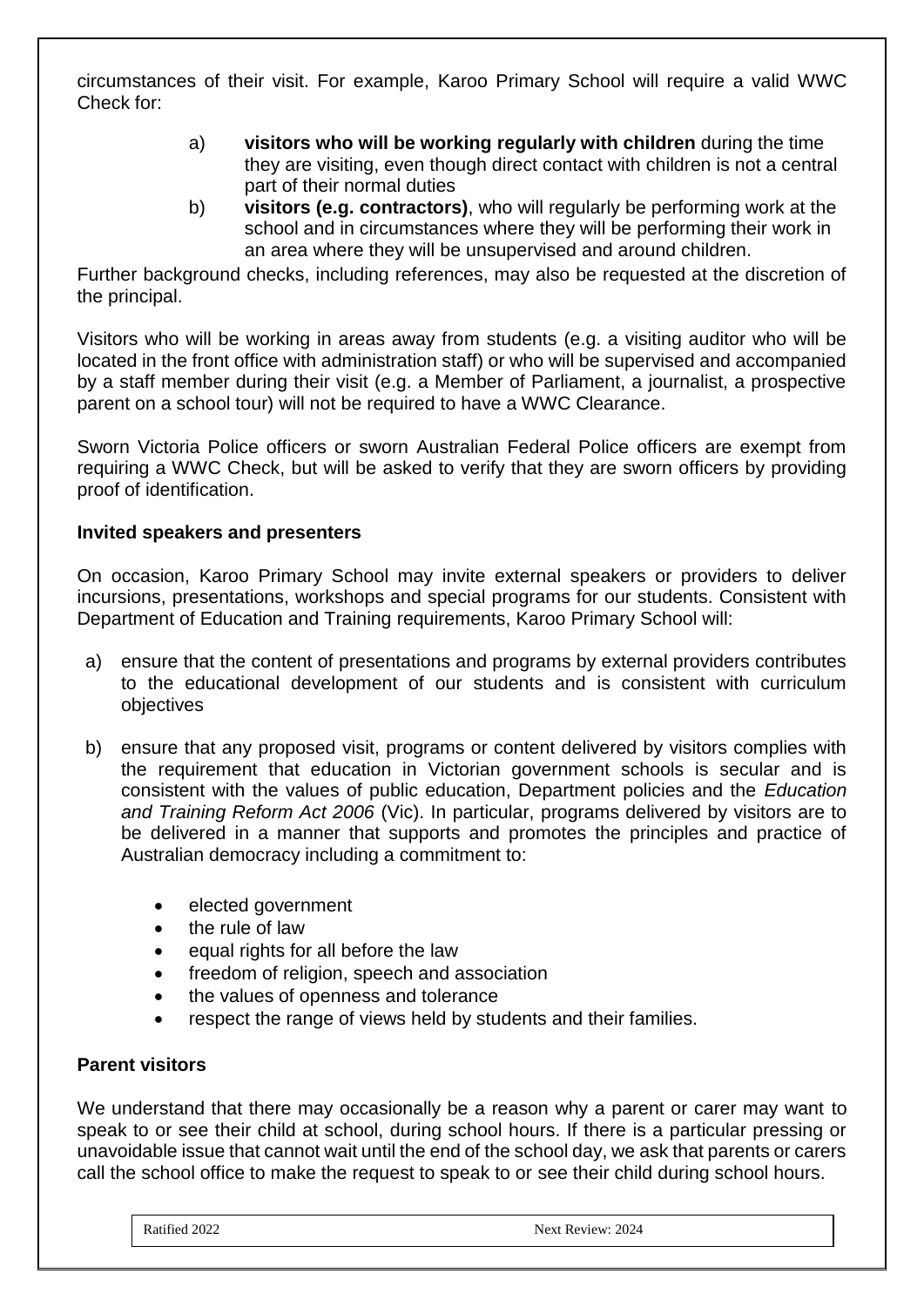circumstances of their visit. For example, Karoo Primary School will require a valid WWC Check for:

a) **visitors who will be working regularly with children** during the time they are visiting, even though direct contact with children is not a central part of their normal duties
b) **visitors (e.g. contractors)**, who will regularly be performing work at the school and in circumstances where they will be performing their work in an area where they will be unsupervised and around children.

Further background checks, including references, may also be requested at the discretion of the principal.

Visitors who will be working in areas away from students (e.g. a visiting auditor who will be located in the front office with administration staff) or who will be supervised and accompanied by a staff member during their visit (e.g. a Member of Parliament, a journalist, a prospective parent on a school tour) will not be required to have a WWC Clearance.

Sworn Victoria Police officers or sworn Australian Federal Police officers are exempt from requiring a WWC Check, but will be asked to verify that they are sworn officers by providing proof of identification.

**Invited speakers and presenters**

On occasion, Karoo Primary School may invite external speakers or providers to deliver incursions, presentations, workshops and special programs for our students. Consistent with Department of Education and Training requirements, Karoo Primary School will:

a) ensure that the content of presentations and programs by external providers contributes to the educational development of our students and is consistent with curriculum objectives

b) ensure that any proposed visit, programs or content delivered by visitors complies with the requirement that education in Victorian government schools is secular and is consistent with the values of public education, Department policies and the *Education and Training Reform Act 2006* (Vic). In particular, programs delivered by visitors are to be delivered in a manner that supports and promotes the principles and practice of Australian democracy including a commitment to:

   - elected government
   - the rule of law
   - equal rights for all before the law
   - freedom of religion, speech and association
   - the values of openness and tolerance
   - respect the range of views held by students and their families.

**Parent visitors**

We understand that there may occasionally be a reason why a parent or carer may want to speak to or see their child at school, during school hours. If there is a particular pressing or unavoidable issue that cannot wait until the end of the school day, we ask that parents or carers call the school office to make the request to speak to or see their child during school hours.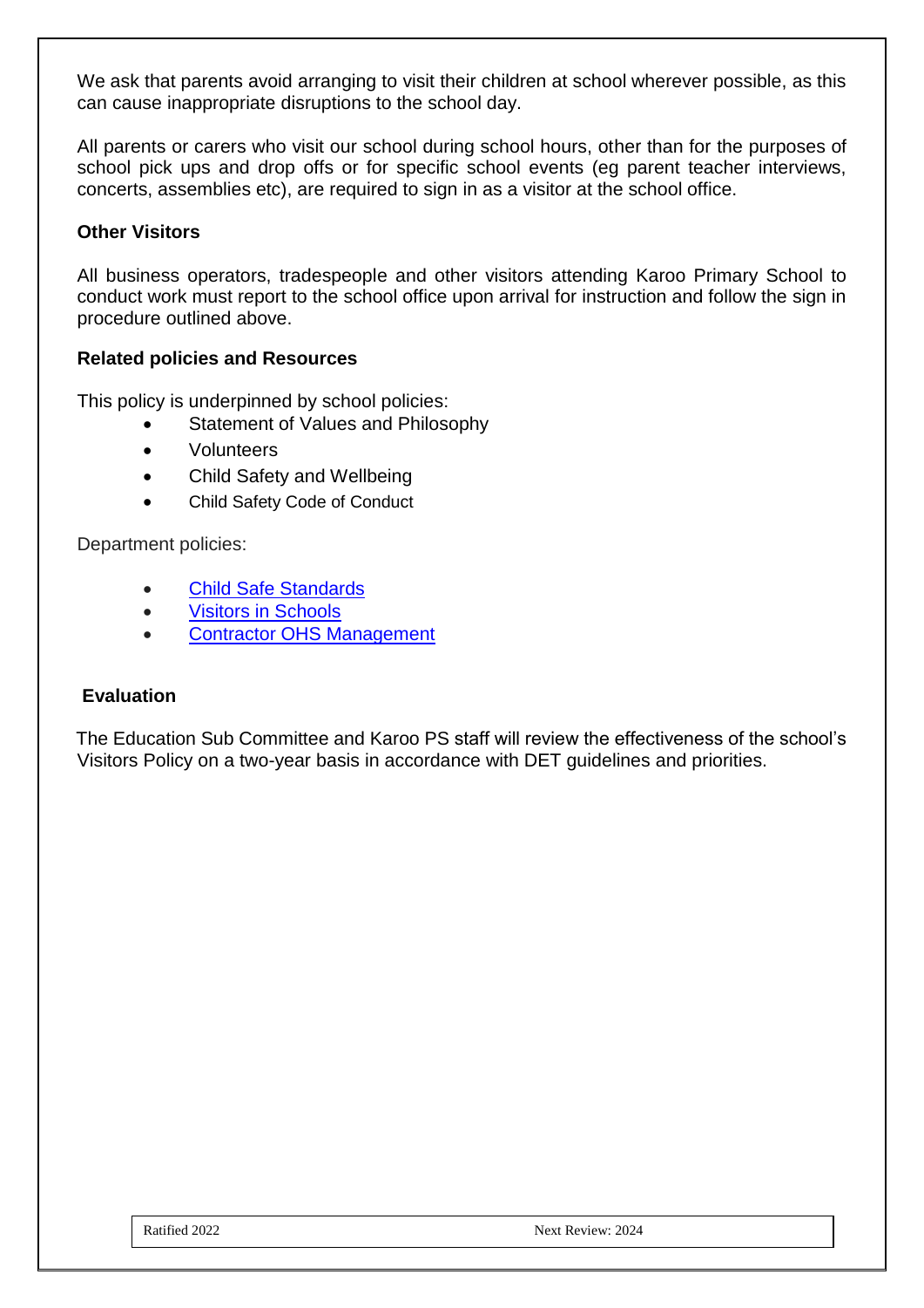We ask that parents avoid arranging to visit their children at school wherever possible, as this can cause inappropriate disruptions to the school day.

All parents or carers who visit our school during school hours, other than for the purposes of school pick ups and drop offs or for specific school events (eg parent teacher interviews, concerts, assemblies etc), are required to sign in as a visitor at the school office.

### Other Visitors

All business operators, tradespeople and other visitors attending Karoo Primary School to conduct work must report to the school office upon arrival for instruction and follow the sign in procedure outlined above.

### Related policies and Resources

This policy is underpinned by school policies:

- Statement of Values and Philosophy
- Volunteers
- Child Safety and Wellbeing
- Child Safety Code of Conduct

Department policies:

- Child Safe Standards
- Visitors in Schools
- Contractor OHS Management

### Evaluation

The Education Sub Committee and Karoo PS staff will review the effectiveness of the school's Visitors Policy on a two-year basis in accordance with DET guidelines and priorities.

| | |
|---|---|
| Ratified 2022 | Next Review: 2024 |